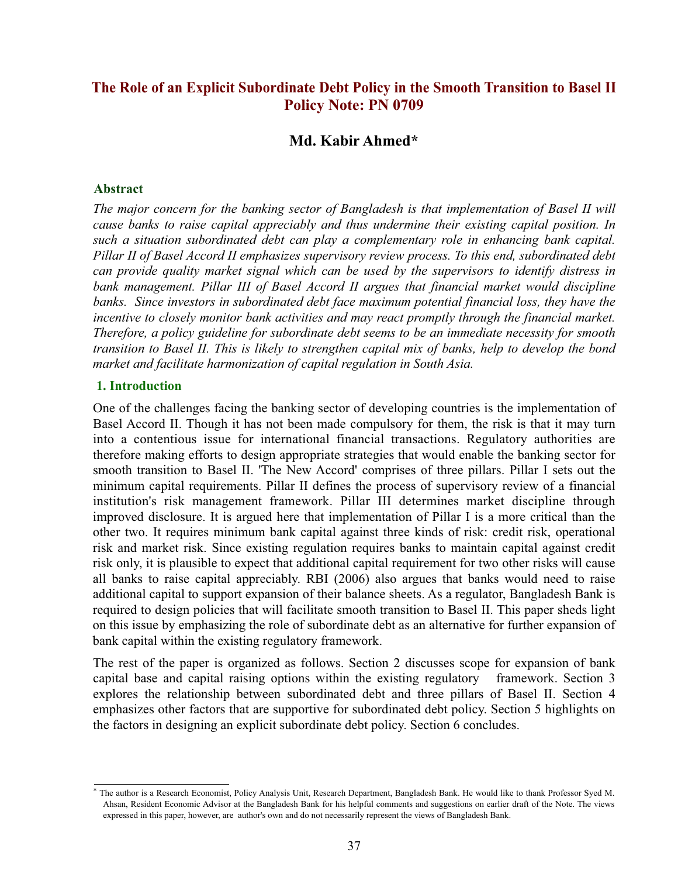# The Role of an Explicit Subordinate Debt Policy in the Smooth Transition to Basel II Policy Note: PN 0709

## Md. Kabir Ahmed*

### Abstract

*The major concern for the banking sector of Bangladesh is that implementation of Basel II will cause banks to raise capital appreciably and thus undermine their existing capital position. In such a situation subordinated debt can play a complementary role in enhancing bank capital. Pillar II of Basel Accord II emphasizes supervisory review process. To this end, subordinated debt can provide quality market signal which can be used by the supervisors to identify distress in bank management. Pillar III of Basel Accord II argues that financial market would discipline banks. Since investors in subordinated debt face maximum potential financial loss, they have the incentive to closely monitor bank activities and may react promptly through the financial market. Therefore, a policy guideline for subordinate debt seems to be an immediate necessity for smooth transition to Basel II. This is likely to strengthen capital mix of banks, help to develop the bond market and facilitate harmonization of capital regulation in South Asia.*

### 1. Introduction

One of the challenges facing the banking sector of developing countries is the implementation of Basel Accord II. Though it has not been made compulsory for them, the risk is that it may turn into a contentious issue for international financial transactions. Regulatory authorities are therefore making efforts to design appropriate strategies that would enable the banking sector for smooth transition to Basel II. 'The New Accord' comprises of three pillars. Pillar I sets out the minimum capital requirements. Pillar II defines the process of supervisory review of a financial institution's risk management framework. Pillar III determines market discipline through improved disclosure. It is argued here that implementation of Pillar I is a more critical than the other two. It requires minimum bank capital against three kinds of risk: credit risk, operational risk and market risk. Since existing regulation requires banks to maintain capital against credit risk only, it is plausible to expect that additional capital requirement for two other risks will cause all banks to raise capital appreciably. RBI (2006) also argues that banks would need to raise additional capital to support expansion of their balance sheets. As a regulator, Bangladesh Bank is required to design policies that will facilitate smooth transition to Basel II. This paper sheds light on this issue by emphasizing the role of subordinate debt as an alternative for further expansion of bank capital within the existing regulatory framework.

The rest of the paper is organized as follows. Section 2 discusses scope for expansion of bank capital base and capital raising options within the existing regulatory framework. Section 3 explores the relationship between subordinated debt and three pillars of Basel II. Section 4 emphasizes other factors that are supportive for subordinated debt policy. Section 5 highlights on the factors in designing an explicit subordinate debt policy. Section 6 concludes.

---

* The author is a Research Economist, Policy Analysis Unit, Research Department, Bangladesh Bank. He would like to thank Professor Syed M. Ahsan, Resident Economic Advisor at the Bangladesh Bank for his helpful comments and suggestions on earlier draft of the Note. The views expressed in this paper, however, are author's own and do not necessarily represent the views of Bangladesh Bank.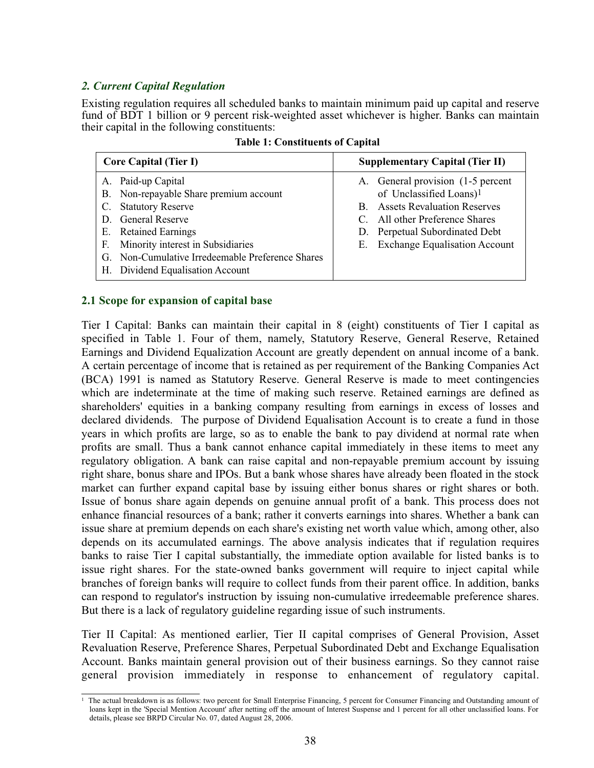### *2. Current Capital Regulation*

Existing regulation requires all scheduled banks to maintain minimum paid up capital and reserve fund of BDT 1 billion or 9 percent risk-weighted asset whichever is higher. Banks can maintain their capital in the following constituents:

**Table 1: Constituents of Capital**

| Core Capital (Tier I) | Supplementary Capital (Tier II) |
|---|---|
| A. Paid-up Capital | A. General provision (1-5 percent of Unclassified Loans)[1] |
| B. Non-repayable Share premium account | B. Assets Revaluation Reserves |
| C. Statutory Reserve | C. All other Preference Shares |
| D. General Reserve | D. Perpetual Subordinated Debt |
| E. Retained Earnings | E. Exchange Equalisation Account |
| F. Minority interest in Subsidiaries | |
| G. Non-Cumulative Irredeemable Preference Shares | |
| H. Dividend Equalisation Account | |

### 2.1 Scope for expansion of capital base

Tier I Capital: Banks can maintain their capital in 8 (eight) constituents of Tier I capital as specified in Table 1. Four of them, namely, Statutory Reserve, General Reserve, Retained Earnings and Dividend Equalization Account are greatly dependent on annual income of a bank. A certain percentage of income that is retained as per requirement of the Banking Companies Act (BCA) 1991 is named as Statutory Reserve. General Reserve is made to meet contingencies which are indeterminate at the time of making such reserve. Retained earnings are defined as shareholders' equities in a banking company resulting from earnings in excess of losses and declared dividends. The purpose of Dividend Equalisation Account is to create a fund in those years in which profits are large, so as to enable the bank to pay dividend at normal rate when profits are small. Thus a bank cannot enhance capital immediately in these items to meet any regulatory obligation. A bank can raise capital and non-repayable premium account by issuing right share, bonus share and IPOs. But a bank whose shares have already been floated in the stock market can further expand capital base by issuing either bonus shares or right shares or both. Issue of bonus share again depends on genuine annual profit of a bank. This process does not enhance financial resources of a bank; rather it converts earnings into shares. Whether a bank can issue share at premium depends on each share's existing net worth value which, among other, also depends on its accumulated earnings. The above analysis indicates that if regulation requires banks to raise Tier I capital substantially, the immediate option available for listed banks is to issue right shares. For the state-owned banks government will require to inject capital while branches of foreign banks will require to collect funds from their parent office. In addition, banks can respond to regulator's instruction by issuing non-cumulative irredeemable preference shares. But there is a lack of regulatory guideline regarding issue of such instruments.

Tier II Capital: As mentioned earlier, Tier II capital comprises of General Provision, Asset Revaluation Reserve, Preference Shares, Perpetual Subordinated Debt and Exchange Equalisation Account. Banks maintain general provision out of their business earnings. So they cannot raise general provision immediately in response to enhancement of regulatory capital.

---

[1] The actual breakdown is as follows: two percent for Small Enterprise Financing, 5 percent for Consumer Financing and Outstanding amount of loans kept in the 'Special Mention Account' after netting off the amount of Interest Suspense and 1 percent for all other unclassified loans. For details, please see BRPD Circular No. 07, dated August 28, 2006.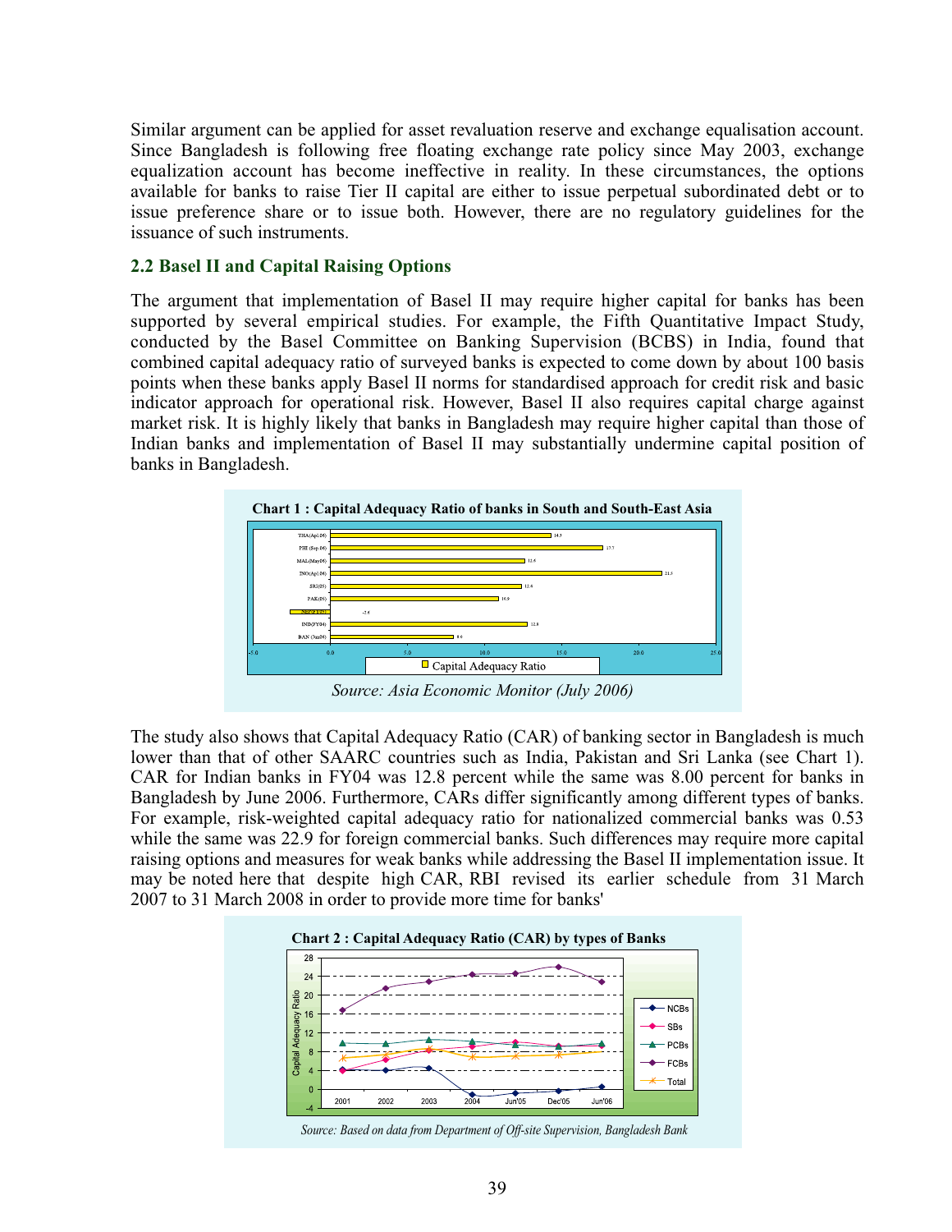Similar argument can be applied for asset revaluation reserve and exchange equalisation account. Since Bangladesh is following free floating exchange rate policy since May 2003, exchange equalization account has become ineffective in reality. In these circumstances, the options available for banks to raise Tier II capital are either to issue perpetual subordinated debt or to issue preference share or to issue both. However, there are no regulatory guidelines for the issuance of such instruments.

### 2.2 Basel II and Capital Raising Options

The argument that implementation of Basel II may require higher capital for banks has been supported by several empirical studies. For example, the Fifth Quantitative Impact Study, conducted by the Basel Committee on Banking Supervision (BCBS) in India, found that combined capital adequacy ratio of surveyed banks is expected to come down by about 100 basis points when these banks apply Basel II norms for standardised approach for credit risk and basic indicator approach for operational risk. However, Basel II also requires capital charge against market risk. It is highly likely that banks in Bangladesh may require higher capital than those of Indian banks and implementation of Basel II may substantially undermine capital position of banks in Bangladesh.

**Chart 1 : Capital Adequacy Ratio of banks in South and South-East Asia**

*Source: Asia Economic Monitor (July 2006)*

The study also shows that Capital Adequacy Ratio (CAR) of banking sector in Bangladesh is much lower than that of other SAARC countries such as India, Pakistan and Sri Lanka (see Chart 1). CAR for Indian banks in FY04 was 12.8 percent while the same was 8.00 percent for banks in Bangladesh by June 2006. Furthermore, CARs differ significantly among different types of banks. For example, risk-weighted capital adequacy ratio for nationalized commercial banks was 0.53 while the same was 22.9 for foreign commercial banks. Such differences may require more capital raising options and measures for weak banks while addressing the Basel II implementation issue. It may be noted here that despite high CAR, RBI revised its earlier schedule from 31 March 2007 to 31 March 2008 in order to provide more time for banks'

**Chart 2 : Capital Adequacy Ratio (CAR) by types of Banks**

*Source: Based on data from Department of Off-site Supervision, Bangladesh Bank*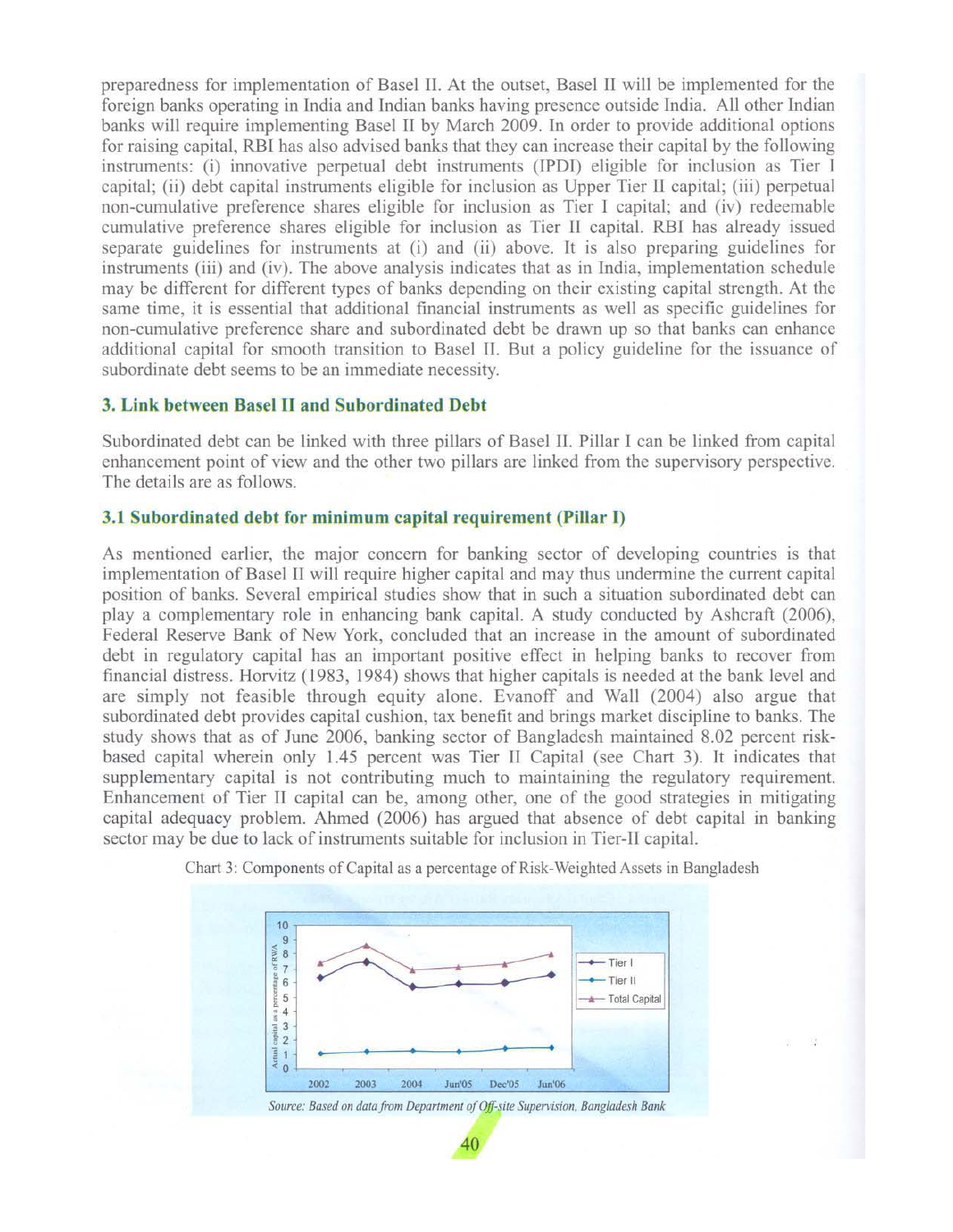preparedness for implementation of Basel II. At the outset, Basel II will be implemented for the foreign banks operating in India and Indian banks having presence outside India. All other Indian banks will require implementing Basel II by March 2009. In order to provide additional options for raising capital, RBI has also advised banks that they can increase their capital by the following instruments: (i) innovative perpetual debt instruments (IPDI) eligible for inclusion as Tier I capital; (ii) debt capital instruments eligible for inclusion as Upper Tier II capital; (iii) perpetual non-cumulative preference shares eligible for inclusion as Tier I capital; and (iv) redeemable cumulative preference shares eligible for inclusion as Tier II capital. RBI has already issued separate guidelines for instruments at (i) and (ii) above. It is also preparing guidelines for instruments (iii) and (iv). The above analysis indicates that as in India, implementation schedule may be different for different types of banks depending on their existing capital strength. At the same time, it is essential that additional financial instruments as well as specific guidelines for non-cumulative preference share and subordinated debt be drawn up so that banks can enhance additional capital for smooth transition to Basel II. But a policy guideline for the issuance of subordinate debt seems to be an immediate necessity.

## 3. Link between Basel II and Subordinated Debt

Subordinated debt can be linked with three pillars of Basel II. Pillar I can be linked from capital enhancement point of view and the other two pillars are linked from the supervisory perspective. The details are as follows.

### 3.1 Subordinated debt for minimum capital requirement (Pillar I)

As mentioned earlier, the major concern for banking sector of developing countries is that implementation of Basel II will require higher capital and may thus undermine the current capital position of banks. Several empirical studies show that in such a situation subordinated debt can play a complementary role in enhancing bank capital. A study conducted by Ashcraft (2006), Federal Reserve Bank of New York, concluded that an increase in the amount of subordinated debt in regulatory capital has an important positive effect in helping banks to recover from financial distress. Horvitz (1983, 1984) shows that higher capitals is needed at the bank level and are simply not feasible through equity alone. Evanoff and Wall (2004) also argue that subordinated debt provides capital cushion, tax benefit and brings market discipline to banks. The study shows that as of June 2006, banking sector of Bangladesh maintained 8.02 percent risk-based capital wherein only 1.45 percent was Tier II Capital (see Chart 3). It indicates that supplementary capital is not contributing much to maintaining the regulatory requirement. Enhancement of Tier II capital can be, among other, one of the good strategies in mitigating capital adequacy problem. Ahmed (2006) has argued that absence of debt capital in banking sector may be due to lack of instruments suitable for inclusion in Tier-II capital.

Chart 3: Components of Capital as a percentage of Risk-Weighted Assets in Bangladesh

*Source: Based on data from Department of Off-site Supervision, Bangladesh Bank*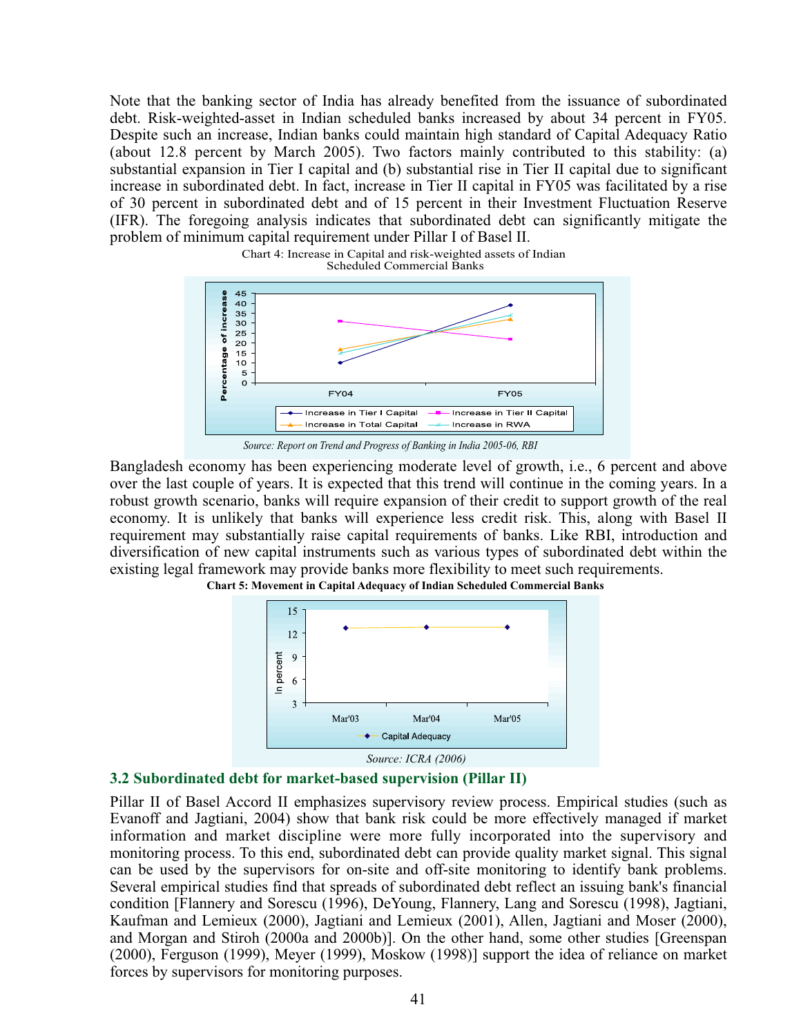Note that the banking sector of India has already benefited from the issuance of subordinated debt. Risk-weighted-asset in Indian scheduled banks increased by about 34 percent in FY05. Despite such an increase, Indian banks could maintain high standard of Capital Adequacy Ratio (about 12.8 percent by March 2005). Two factors mainly contributed to this stability: (a) substantial expansion in Tier I capital and (b) substantial rise in Tier II capital due to significant increase in subordinated debt. In fact, increase in Tier II capital in FY05 was facilitated by a rise of 30 percent in subordinated debt and of 15 percent in their Investment Fluctuation Reserve (IFR). The foregoing analysis indicates that subordinated debt can significantly mitigate the problem of minimum capital requirement under Pillar I of Basel II.

Chart 4: Increase in Capital and risk-weighted assets of Indian Scheduled Commercial Banks

*Source: Report on Trend and Progress of Banking in India 2005-06, RBI*

Bangladesh economy has been experiencing moderate level of growth, i.e., 6 percent and above over the last couple of years. It is expected that this trend will continue in the coming years. In a robust growth scenario, banks will require expansion of their credit to support growth of the real economy. It is unlikely that banks will experience less credit risk. This, along with Basel II requirement may substantially raise capital requirements of banks. Like RBI, introduction and diversification of new capital instruments such as various types of subordinated debt within the existing legal framework may provide banks more flexibility to meet such requirements.

**Chart 5: Movement in Capital Adequacy of Indian Scheduled Commercial Banks**

*Source: ICRA (2006)*

### 3.2 Subordinated debt for market-based supervision (Pillar II)

Pillar II of Basel Accord II emphasizes supervisory review process. Empirical studies (such as Evanoff and Jagtiani, 2004) show that bank risk could be more effectively managed if market information and market discipline were more fully incorporated into the supervisory and monitoring process. To this end, subordinated debt can provide quality market signal. This signal can be used by the supervisors for on-site and off-site monitoring to identify bank problems. Several empirical studies find that spreads of subordinated debt reflect an issuing bank's financial condition [Flannery and Sorescu (1996), DeYoung, Flannery, Lang and Sorescu (1998), Jagtiani, Kaufman and Lemieux (2000), Jagtiani and Lemieux (2001), Allen, Jagtiani and Moser (2000), and Morgan and Stiroh (2000a and 2000b)]. On the other hand, some other studies [Greenspan (2000), Ferguson (1999), Meyer (1999), Moskow (1998)] support the idea of reliance on market forces by supervisors for monitoring purposes.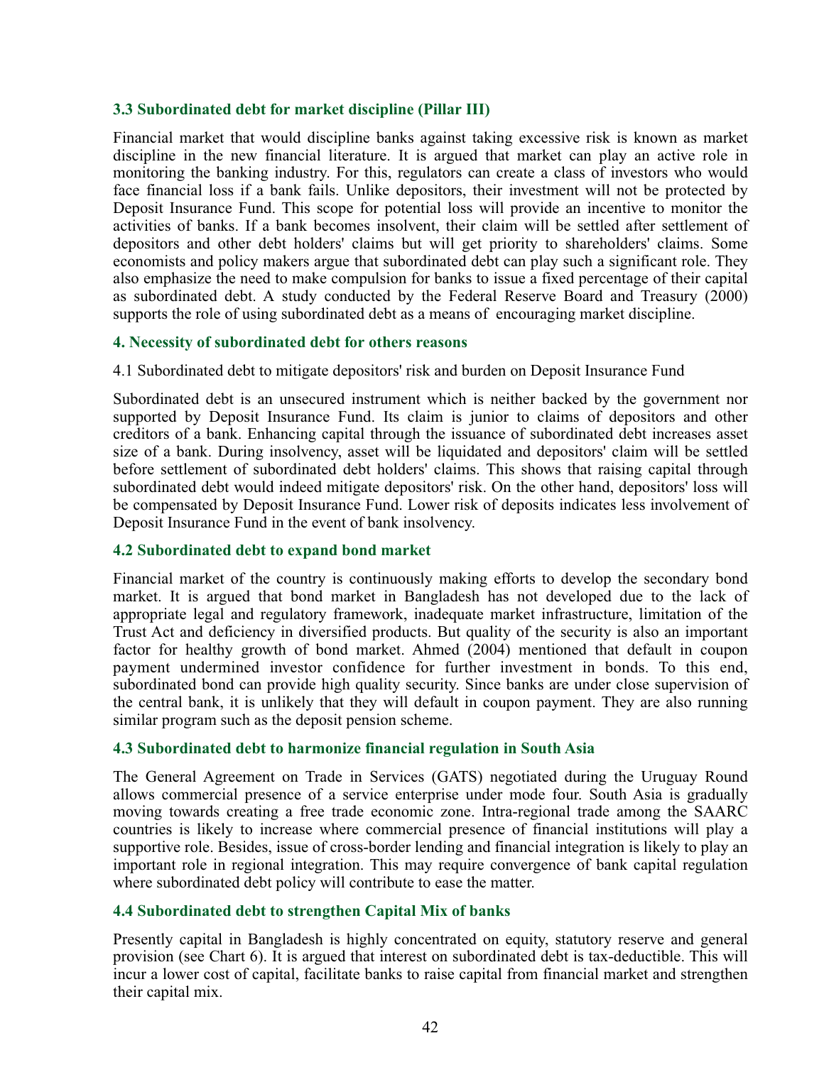### 3.3 Subordinated debt for market discipline (Pillar III)

Financial market that would discipline banks against taking excessive risk is known as market discipline in the new financial literature. It is argued that market can play an active role in monitoring the banking industry. For this, regulators can create a class of investors who would face financial loss if a bank fails. Unlike depositors, their investment will not be protected by Deposit Insurance Fund. This scope for potential loss will provide an incentive to monitor the activities of banks. If a bank becomes insolvent, their claim will be settled after settlement of depositors and other debt holders' claims but will get priority to shareholders' claims. Some economists and policy makers argue that subordinated debt can play such a significant role. They also emphasize the need to make compulsion for banks to issue a fixed percentage of their capital as subordinated debt. A study conducted by the Federal Reserve Board and Treasury (2000) supports the role of using subordinated debt as a means of encouraging market discipline.

## 4. Necessity of subordinated debt for others reasons

4.1 Subordinated debt to mitigate depositors' risk and burden on Deposit Insurance Fund

Subordinated debt is an unsecured instrument which is neither backed by the government nor supported by Deposit Insurance Fund. Its claim is junior to claims of depositors and other creditors of a bank. Enhancing capital through the issuance of subordinated debt increases asset size of a bank. During insolvency, asset will be liquidated and depositors' claim will be settled before settlement of subordinated debt holders' claims. This shows that raising capital through subordinated debt would indeed mitigate depositors' risk. On the other hand, depositors' loss will be compensated by Deposit Insurance Fund. Lower risk of deposits indicates less involvement of Deposit Insurance Fund in the event of bank insolvency.

### 4.2 Subordinated debt to expand bond market

Financial market of the country is continuously making efforts to develop the secondary bond market. It is argued that bond market in Bangladesh has not developed due to the lack of appropriate legal and regulatory framework, inadequate market infrastructure, limitation of the Trust Act and deficiency in diversified products. But quality of the security is also an important factor for healthy growth of bond market. Ahmed (2004) mentioned that default in coupon payment undermined investor confidence for further investment in bonds. To this end, subordinated bond can provide high quality security. Since banks are under close supervision of the central bank, it is unlikely that they will default in coupon payment. They are also running similar program such as the deposit pension scheme.

### 4.3 Subordinated debt to harmonize financial regulation in South Asia

The General Agreement on Trade in Services (GATS) negotiated during the Uruguay Round allows commercial presence of a service enterprise under mode four. South Asia is gradually moving towards creating a free trade economic zone. Intra-regional trade among the SAARC countries is likely to increase where commercial presence of financial institutions will play a supportive role. Besides, issue of cross-border lending and financial integration is likely to play an important role in regional integration. This may require convergence of bank capital regulation where subordinated debt policy will contribute to ease the matter.

### 4.4 Subordinated debt to strengthen Capital Mix of banks

Presently capital in Bangladesh is highly concentrated on equity, statutory reserve and general provision (see Chart 6). It is argued that interest on subordinated debt is tax-deductible. This will incur a lower cost of capital, facilitate banks to raise capital from financial market and strengthen their capital mix.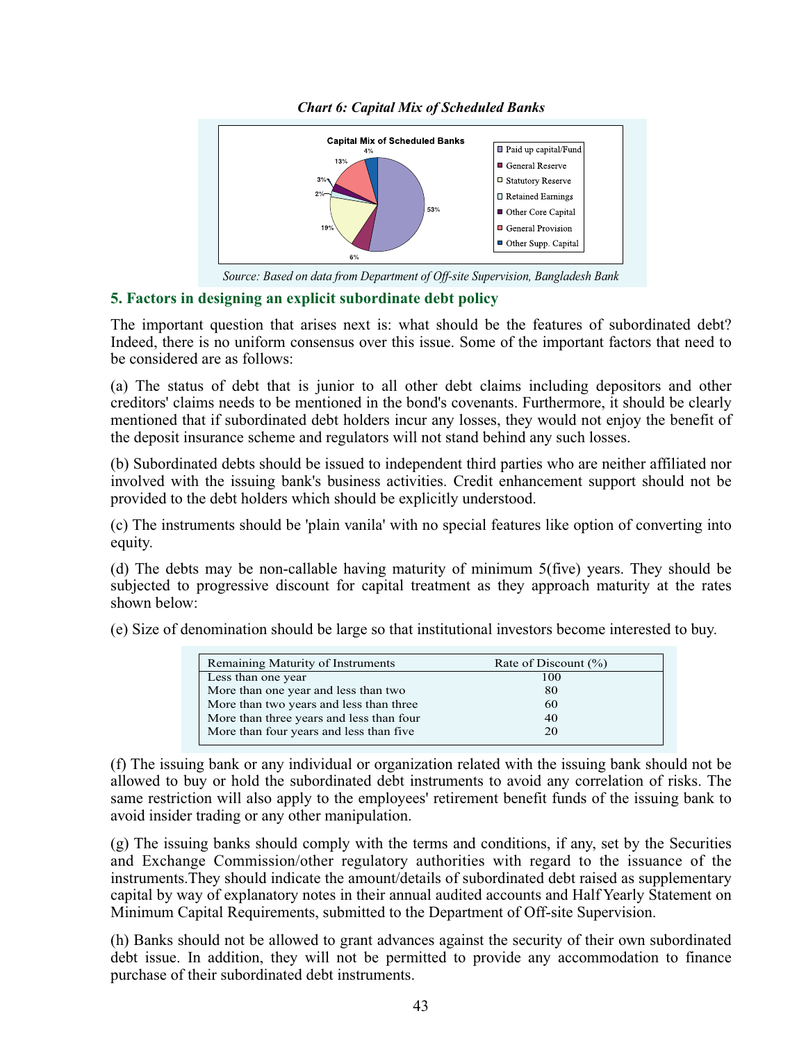*Chart 6: Capital Mix of Scheduled Banks*

*Source: Based on data from Department of Off-site Supervision, Bangladesh Bank*

## 5. Factors in designing an explicit subordinate debt policy

The important question that arises next is: what should be the features of subordinated debt? Indeed, there is no uniform consensus over this issue. Some of the important factors that need to be considered are as follows:

(a) The status of debt that is junior to all other debt claims including depositors and other creditors' claims needs to be mentioned in the bond's covenants. Furthermore, it should be clearly mentioned that if subordinated debt holders incur any losses, they would not enjoy the benefit of the deposit insurance scheme and regulators will not stand behind any such losses.

(b) Subordinated debts should be issued to independent third parties who are neither affiliated nor involved with the issuing bank's business activities. Credit enhancement support should not be provided to the debt holders which should be explicitly understood.

(c) The instruments should be 'plain vanila' with no special features like option of converting into equity.

(d) The debts may be non-callable having maturity of minimum 5(five) years. They should be subjected to progressive discount for capital treatment as they approach maturity at the rates shown below:

(e) Size of denomination should be large so that institutional investors become interested to buy.

| Remaining Maturity of Instruments | Rate of Discount (%) |
|---|---|
| Less than one year | 100 |
| More than one year and less than two | 80 |
| More than two years and less than three | 60 |
| More than three years and less than four | 40 |
| More than four years and less than five | 20 |

(f) The issuing bank or any individual or organization related with the issuing bank should not be allowed to buy or hold the subordinated debt instruments to avoid any correlation of risks. The same restriction will also apply to the employees' retirement benefit funds of the issuing bank to avoid insider trading or any other manipulation.

(g) The issuing banks should comply with the terms and conditions, if any, set by the Securities and Exchange Commission/other regulatory authorities with regard to the issuance of the instruments.They should indicate the amount/details of subordinated debt raised as supplementary capital by way of explanatory notes in their annual audited accounts and Half Yearly Statement on Minimum Capital Requirements, submitted to the Department of Off-site Supervision.

(h) Banks should not be allowed to grant advances against the security of their own subordinated debt issue. In addition, they will not be permitted to provide any accommodation to finance purchase of their subordinated debt instruments.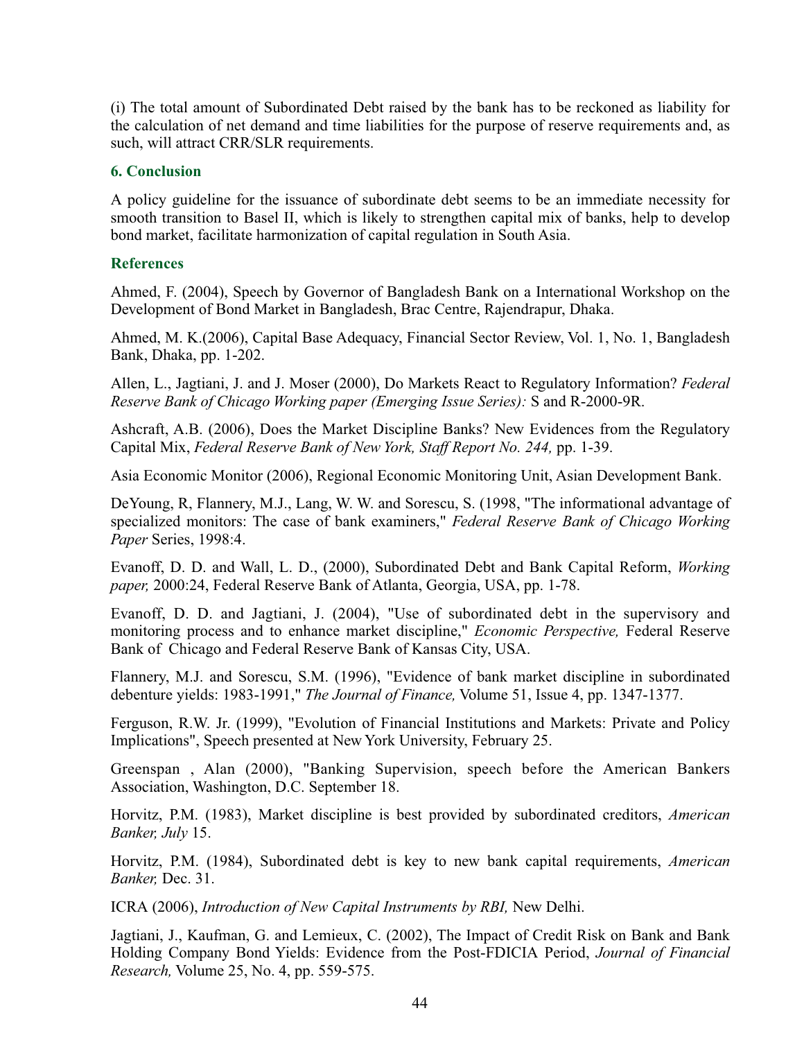(i) The total amount of Subordinated Debt raised by the bank has to be reckoned as liability for the calculation of net demand and time liabilities for the purpose of reserve requirements and, as such, will attract CRR/SLR requirements.

## 6. Conclusion

A policy guideline for the issuance of subordinate debt seems to be an immediate necessity for smooth transition to Basel II, which is likely to strengthen capital mix of banks, help to develop bond market, facilitate harmonization of capital regulation in South Asia.

## References

Ahmed, F. (2004), Speech by Governor of Bangladesh Bank on a International Workshop on the Development of Bond Market in Bangladesh, Brac Centre, Rajendrapur, Dhaka.

Ahmed, M. K.(2006), Capital Base Adequacy, Financial Sector Review, Vol. 1, No. 1, Bangladesh Bank, Dhaka, pp. 1-202.

Allen, L., Jagtiani, J. and J. Moser (2000), Do Markets React to Regulatory Information? *Federal Reserve Bank of Chicago Working paper (Emerging Issue Series):* S and R-2000-9R.

Ashcraft, A.B. (2006), Does the Market Discipline Banks? New Evidences from the Regulatory Capital Mix, *Federal Reserve Bank of New York, Staff Report No. 244,* pp. 1-39.

Asia Economic Monitor (2006), Regional Economic Monitoring Unit, Asian Development Bank.

DeYoung, R, Flannery, M.J., Lang, W. W. and Sorescu, S. (1998, "The informational advantage of specialized monitors: The case of bank examiners," *Federal Reserve Bank of Chicago Working Paper* Series, 1998:4.

Evanoff, D. D. and Wall, L. D., (2000), Subordinated Debt and Bank Capital Reform, *Working paper,* 2000:24, Federal Reserve Bank of Atlanta, Georgia, USA, pp. 1-78.

Evanoff, D. D. and Jagtiani, J. (2004), "Use of subordinated debt in the supervisory and monitoring process and to enhance market discipline," *Economic Perspective,* Federal Reserve Bank of Chicago and Federal Reserve Bank of Kansas City, USA.

Flannery, M.J. and Sorescu, S.M. (1996), "Evidence of bank market discipline in subordinated debenture yields: 1983-1991," *The Journal of Finance,* Volume 51, Issue 4, pp. 1347-1377.

Ferguson, R.W. Jr. (1999), "Evolution of Financial Institutions and Markets: Private and Policy Implications", Speech presented at New York University, February 25.

Greenspan , Alan (2000), "Banking Supervision, speech before the American Bankers Association, Washington, D.C. September 18.

Horvitz, P.M. (1983), Market discipline is best provided by subordinated creditors, *American Banker, July* 15.

Horvitz, P.M. (1984), Subordinated debt is key to new bank capital requirements, *American Banker,* Dec. 31.

ICRA (2006), *Introduction of New Capital Instruments by RBI,* New Delhi.

Jagtiani, J., Kaufman, G. and Lemieux, C. (2002), The Impact of Credit Risk on Bank and Bank Holding Company Bond Yields: Evidence from the Post-FDICIA Period, *Journal of Financial Research,* Volume 25, No. 4, pp. 559-575.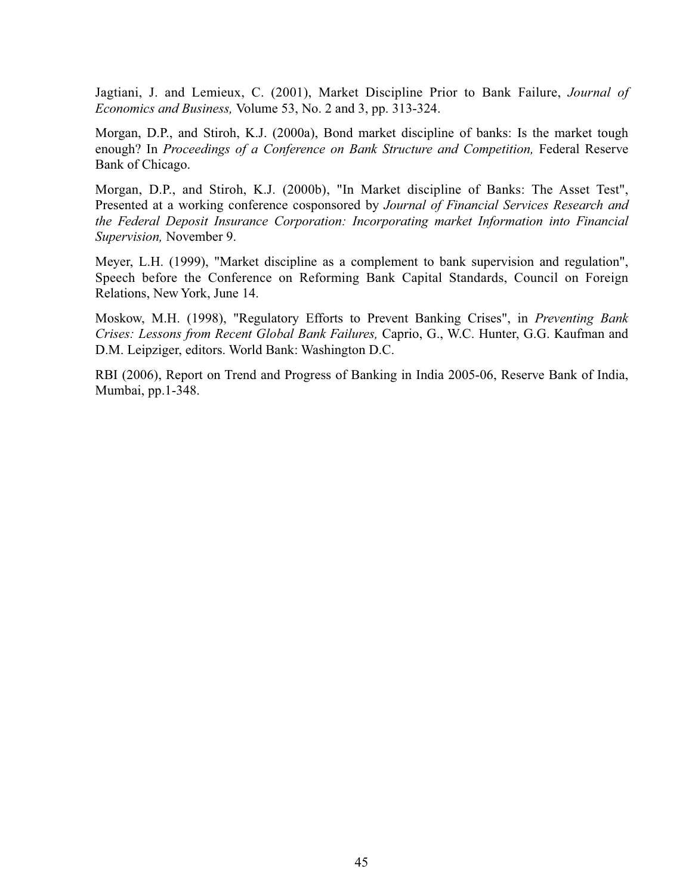Jagtiani, J. and Lemieux, C. (2001), Market Discipline Prior to Bank Failure, *Journal of Economics and Business,* Volume 53, No. 2 and 3, pp. 313-324.

Morgan, D.P., and Stiroh, K.J. (2000a), Bond market discipline of banks: Is the market tough enough? In *Proceedings of a Conference on Bank Structure and Competition,* Federal Reserve Bank of Chicago.

Morgan, D.P., and Stiroh, K.J. (2000b), "In Market discipline of Banks: The Asset Test", Presented at a working conference cosponsored by *Journal of Financial Services Research and the Federal Deposit Insurance Corporation: Incorporating market Information into Financial Supervision,* November 9.

Meyer, L.H. (1999), "Market discipline as a complement to bank supervision and regulation", Speech before the Conference on Reforming Bank Capital Standards, Council on Foreign Relations, New York, June 14.

Moskow, M.H. (1998), "Regulatory Efforts to Prevent Banking Crises", in *Preventing Bank Crises: Lessons from Recent Global Bank Failures,* Caprio, G., W.C. Hunter, G.G. Kaufman and D.M. Leipziger, editors. World Bank: Washington D.C.

RBI (2006), Report on Trend and Progress of Banking in India 2005-06, Reserve Bank of India, Mumbai, pp.1-348.